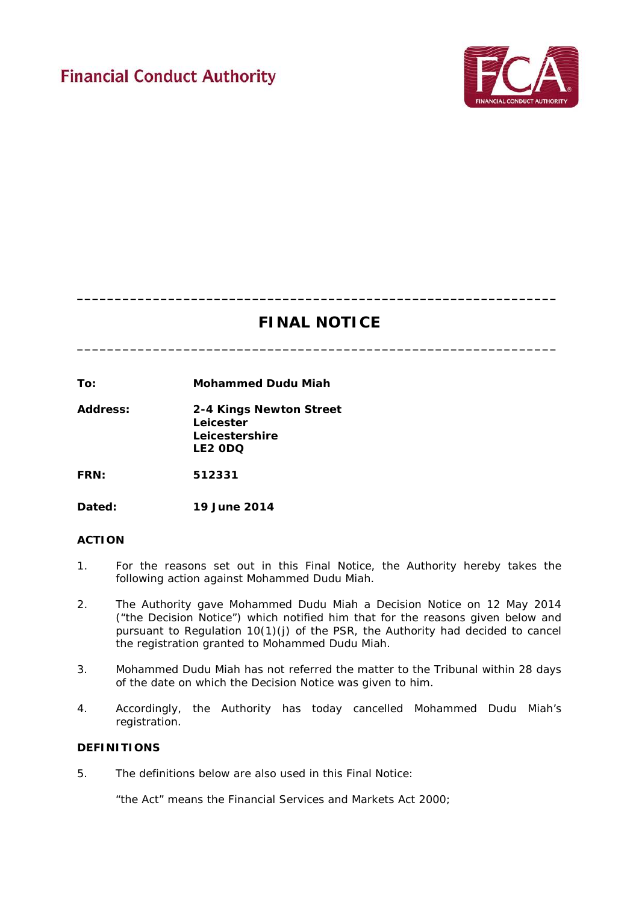Financial Conduct Authority

---

# FINAL NOTICE

---

**To:** **Mohammed Dudu Miah**

**Address:** **2-4 Kings Newton Street**
**Leicester**
**Leicestershire**
**LE2 0DQ**

**FRN:** **512331**

**Dated:** **19 June 2014**

## ACTION

1. For the reasons set out in this Final Notice, the Authority hereby takes the following action against Mohammed Dudu Miah.

2. The Authority gave Mohammed Dudu Miah a Decision Notice on 12 May 2014 ("the Decision Notice") which notified him that for the reasons given below and pursuant to Regulation 10(1)(j) of the PSR, the Authority had decided to cancel the registration granted to Mohammed Dudu Miah.

3. Mohammed Dudu Miah has not referred the matter to the Tribunal within 28 days of the date on which the Decision Notice was given to him.

4. Accordingly, the Authority has today cancelled Mohammed Dudu Miah's registration.

## DEFINITIONS

5. The definitions below are also used in this Final Notice:

   "the Act" means the Financial Services and Markets Act 2000;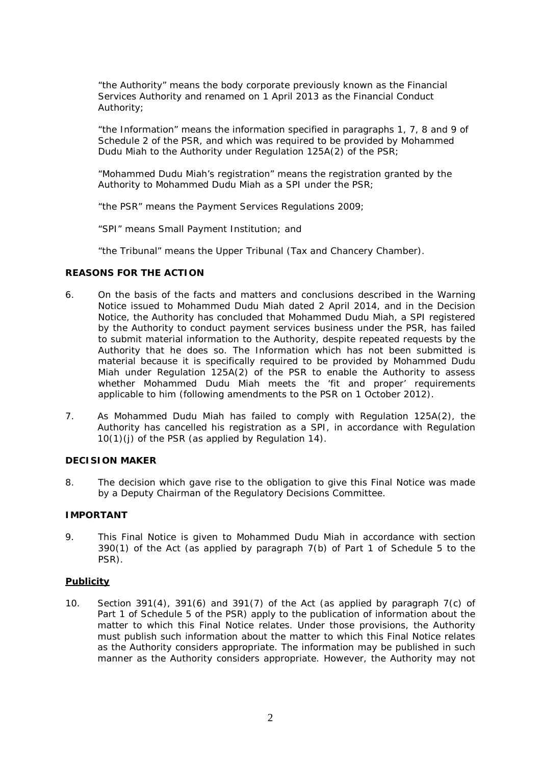"the Authority" means the body corporate previously known as the Financial Services Authority and renamed on 1 April 2013 as the Financial Conduct Authority;

"the Information" means the information specified in paragraphs 1, 7, 8 and 9 of Schedule 2 of the PSR, and which was required to be provided by Mohammed Dudu Miah to the Authority under Regulation 125A(2) of the PSR;

"Mohammed Dudu Miah's registration" means the registration granted by the Authority to Mohammed Dudu Miah as a SPI under the PSR;

"the PSR" means the Payment Services Regulations 2009;

"SPI" means Small Payment Institution; and

"the Tribunal" means the Upper Tribunal (Tax and Chancery Chamber).

**REASONS FOR THE ACTION**

6. On the basis of the facts and matters and conclusions described in the Warning Notice issued to Mohammed Dudu Miah dated 2 April 2014, and in the Decision Notice, the Authority has concluded that Mohammed Dudu Miah, a SPI registered by the Authority to conduct payment services business under the PSR, has failed to submit material information to the Authority, despite repeated requests by the Authority that he does so. The Information which has not been submitted is material because it is specifically required to be provided by Mohammed Dudu Miah under Regulation 125A(2) of the PSR to enable the Authority to assess whether Mohammed Dudu Miah meets the 'fit and proper' requirements applicable to him (following amendments to the PSR on 1 October 2012).

7. As Mohammed Dudu Miah has failed to comply with Regulation 125A(2), the Authority has cancelled his registration as a SPI, in accordance with Regulation 10(1)(j) of the PSR (as applied by Regulation 14).

**DECISION MAKER**

8. The decision which gave rise to the obligation to give this Final Notice was made by a Deputy Chairman of the Regulatory Decisions Committee.

**IMPORTANT**

9. This Final Notice is given to Mohammed Dudu Miah in accordance with section 390(1) of the Act (as applied by paragraph 7(b) of Part 1 of Schedule 5 to the PSR).

**Publicity**

10. Section 391(4), 391(6) and 391(7) of the Act (as applied by paragraph 7(c) of Part 1 of Schedule 5 of the PSR) apply to the publication of information about the matter to which this Final Notice relates. Under those provisions, the Authority must publish such information about the matter to which this Final Notice relates as the Authority considers appropriate. The information may be published in such manner as the Authority considers appropriate. However, the Authority may not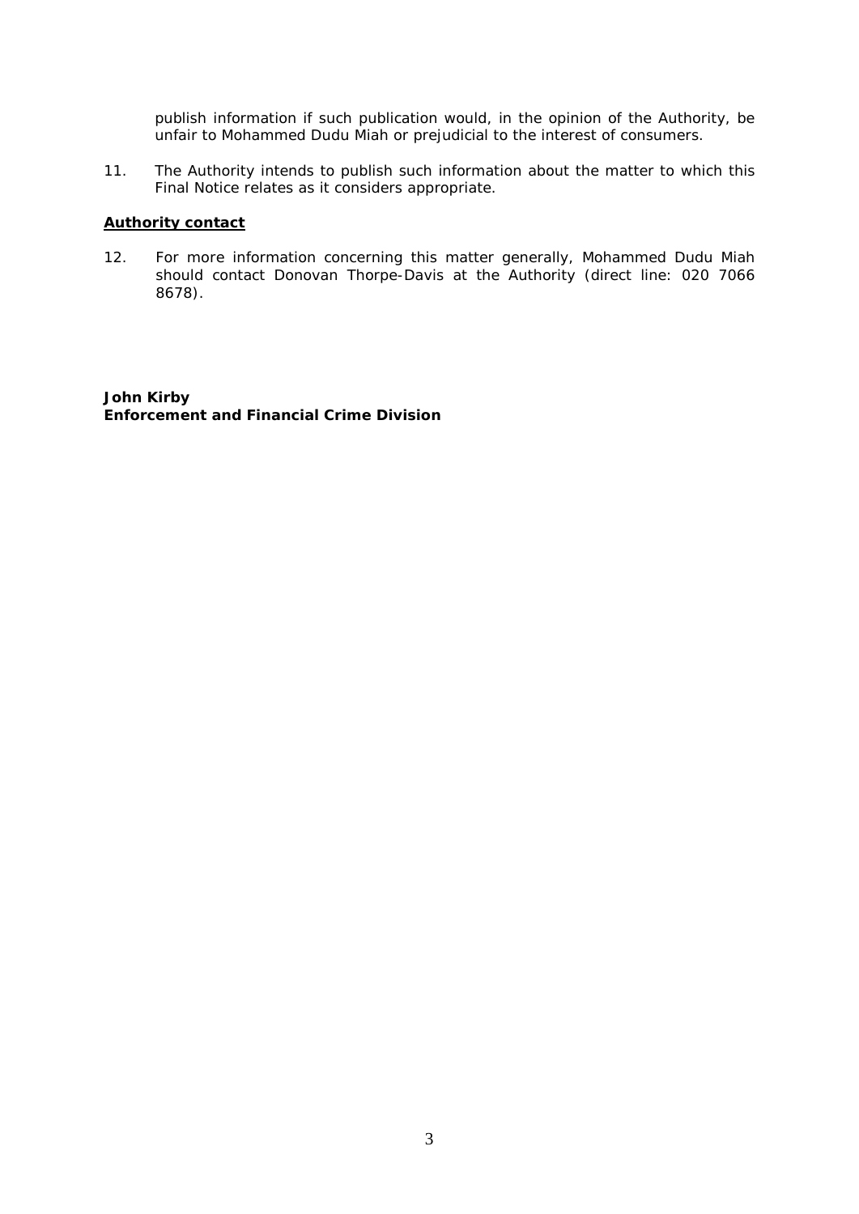publish information if such publication would, in the opinion of the Authority, be unfair to Mohammed Dudu Miah or prejudicial to the interest of consumers.

11. The Authority intends to publish such information about the matter to which this Final Notice relates as it considers appropriate.

**Authority contact**

12. For more information concerning this matter generally, Mohammed Dudu Miah should contact Donovan Thorpe-Davis at the Authority (direct line: 020 7066 8678).

**John Kirby**
**Enforcement and Financial Crime Division**